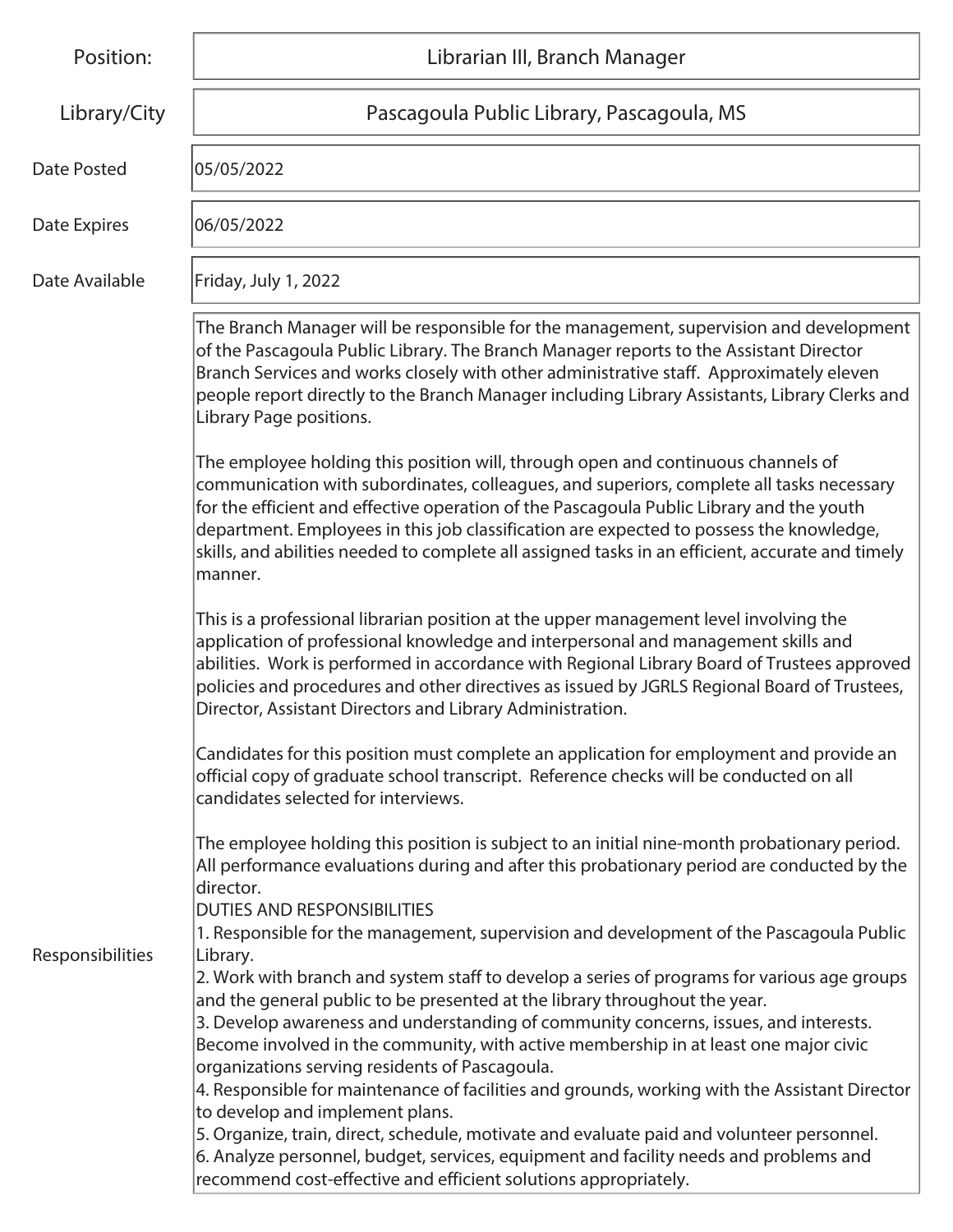| | |
|---|---|
| Position: | Librarian III, Branch Manager |
| Library/City | Pascagoula Public Library, Pascagoula, MS |
| Date Posted | 05/05/2022 |
| Date Expires | 06/05/2022 |
| Date Available | Friday, July 1, 2022 |

**Responsibilities**

The Branch Manager will be responsible for the management, supervision and development of the Pascagoula Public Library. The Branch Manager reports to the Assistant Director Branch Services and works closely with other administrative staff. Approximately eleven people report directly to the Branch Manager including Library Assistants, Library Clerks and Library Page positions.

The employee holding this position will, through open and continuous channels of communication with subordinates, colleagues, and superiors, complete all tasks necessary for the efficient and effective operation of the Pascagoula Public Library and the youth department. Employees in this job classification are expected to possess the knowledge, skills, and abilities needed to complete all assigned tasks in an efficient, accurate and timely manner.

This is a professional librarian position at the upper management level involving the application of professional knowledge and interpersonal and management skills and abilities. Work is performed in accordance with Regional Library Board of Trustees approved policies and procedures and other directives as issued by JGRLS Regional Board of Trustees, Director, Assistant Directors and Library Administration.

Candidates for this position must complete an application for employment and provide an official copy of graduate school transcript. Reference checks will be conducted on all candidates selected for interviews.

The employee holding this position is subject to an initial nine-month probationary period. All performance evaluations during and after this probationary period are conducted by the director.

DUTIES AND RESPONSIBILITIES

1. Responsible for the management, supervision and development of the Pascagoula Public Library.
2. Work with branch and system staff to develop a series of programs for various age groups and the general public to be presented at the library throughout the year.
3. Develop awareness and understanding of community concerns, issues, and interests. Become involved in the community, with active membership in at least one major civic organizations serving residents of Pascagoula.
4. Responsible for maintenance of facilities and grounds, working with the Assistant Director to develop and implement plans.
5. Organize, train, direct, schedule, motivate and evaluate paid and volunteer personnel.
6. Analyze personnel, budget, services, equipment and facility needs and problems and recommend cost-effective and efficient solutions appropriately.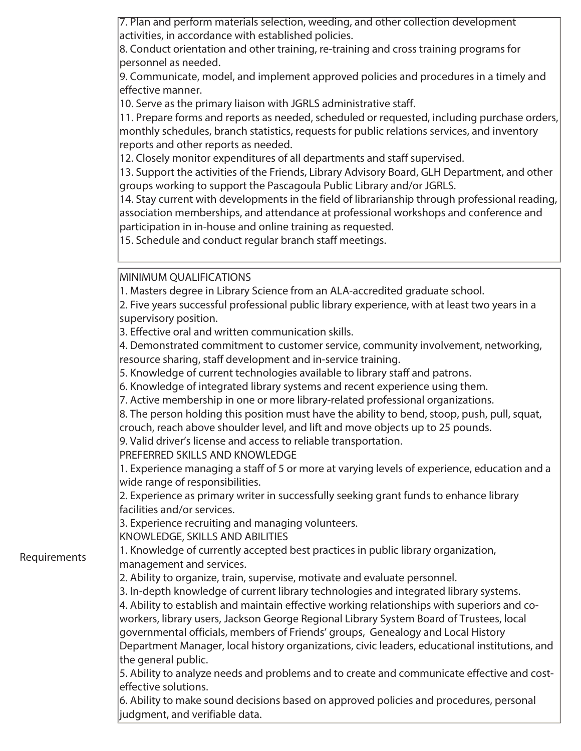7. Plan and perform materials selection, weeding, and other collection development activities, in accordance with established policies.
8. Conduct orientation and other training, re-training and cross training programs for personnel as needed.
9. Communicate, model, and implement approved policies and procedures in a timely and effective manner.
10. Serve as the primary liaison with JGRLS administrative staff.
11. Prepare forms and reports as needed, scheduled or requested, including purchase orders, monthly schedules, branch statistics, requests for public relations services, and inventory reports and other reports as needed.
12. Closely monitor expenditures of all departments and staff supervised.
13. Support the activities of the Friends, Library Advisory Board, GLH Department, and other groups working to support the Pascagoula Public Library and/or JGRLS.
14. Stay current with developments in the field of librarianship through professional reading, association memberships, and attendance at professional workshops and conference and participation in in-house and online training as requested.
15. Schedule and conduct regular branch staff meetings.

**Requirements**

MINIMUM QUALIFICATIONS

1. Masters degree in Library Science from an ALA-accredited graduate school.
2. Five years successful professional public library experience, with at least two years in a supervisory position.
3. Effective oral and written communication skills.
4. Demonstrated commitment to customer service, community involvement, networking, resource sharing, staff development and in-service training.
5. Knowledge of current technologies available to library staff and patrons.
6. Knowledge of integrated library systems and recent experience using them.
7. Active membership in one or more library-related professional organizations.
8. The person holding this position must have the ability to bend, stoop, push, pull, squat, crouch, reach above shoulder level, and lift and move objects up to 25 pounds.
9. Valid driver's license and access to reliable transportation.

PREFERRED SKILLS AND KNOWLEDGE

1. Experience managing a staff of 5 or more at varying levels of experience, education and a wide range of responsibilities.
2. Experience as primary writer in successfully seeking grant funds to enhance library facilities and/or services.
3. Experience recruiting and managing volunteers.

KNOWLEDGE, SKILLS AND ABILITIES

1. Knowledge of currently accepted best practices in public library organization, management and services.
2. Ability to organize, train, supervise, motivate and evaluate personnel.
3. In-depth knowledge of current library technologies and integrated library systems.
4. Ability to establish and maintain effective working relationships with superiors and co-workers, library users, Jackson George Regional Library System Board of Trustees, local governmental officials, members of Friends' groups, Genealogy and Local History Department Manager, local history organizations, civic leaders, educational institutions, and the general public.
5. Ability to analyze needs and problems and to create and communicate effective and cost-effective solutions.
6. Ability to make sound decisions based on approved policies and procedures, personal judgment, and verifiable data.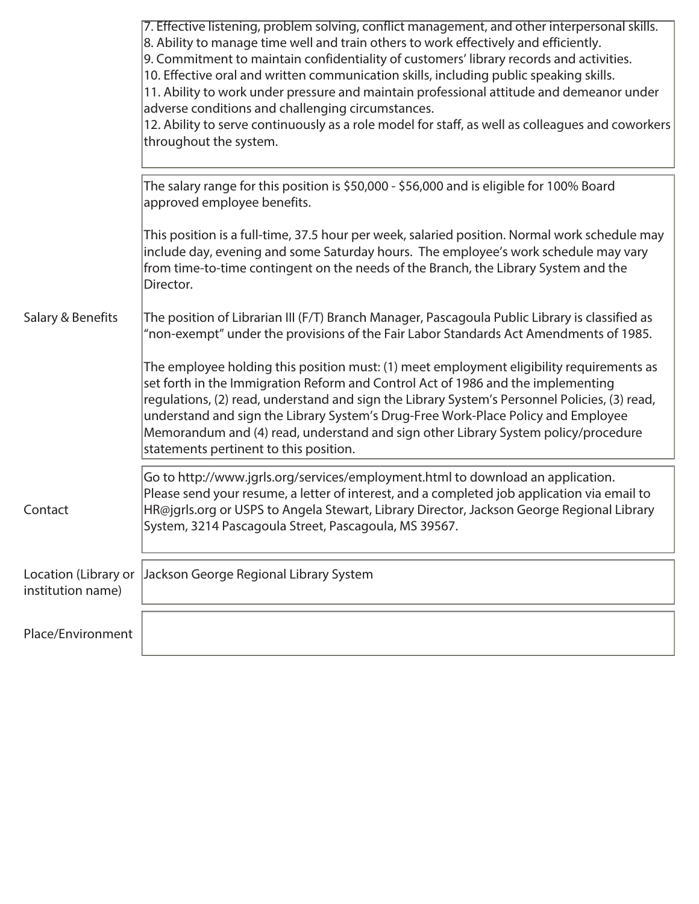| | |
|---|---|
| | 7. Effective listening, problem solving, conflict management, and other interpersonal skills.<br>8. Ability to manage time well and train others to work effectively and efficiently.<br>9. Commitment to maintain confidentiality of customers' library records and activities.<br>10. Effective oral and written communication skills, including public speaking skills.<br>11. Ability to work under pressure and maintain professional attitude and demeanor under adverse conditions and challenging circumstances.<br>12. Ability to serve continuously as a role model for staff, as well as colleagues and coworkers throughout the system. |
| Salary & Benefits | The salary range for this position is $50,000 - $56,000 and is eligible for 100% Board approved employee benefits.<br><br>This position is a full-time, 37.5 hour per week, salaried position. Normal work schedule may include day, evening and some Saturday hours. The employee's work schedule may vary from time-to-time contingent on the needs of the Branch, the Library System and the Director.<br><br>The position of Librarian III (F/T) Branch Manager, Pascagoula Public Library is classified as "non-exempt" under the provisions of the Fair Labor Standards Act Amendments of 1985.<br><br>The employee holding this position must: (1) meet employment eligibility requirements as set forth in the Immigration Reform and Control Act of 1986 and the implementing regulations, (2) read, understand and sign the Library System's Personnel Policies, (3) read, understand and sign the Library System's Drug-Free Work-Place Policy and Employee Memorandum and (4) read, understand and sign other Library System policy/procedure statements pertinent to this position. |
| Contact | Go to http://www.jgrls.org/services/employment.html to download an application.<br>Please send your resume, a letter of interest, and a completed job application via email to HR@jgrls.org or USPS to Angela Stewart, Library Director, Jackson George Regional Library System, 3214 Pascagoula Street, Pascagoula, MS 39567. |
| Location (Library or institution name) | Jackson George Regional Library System |
| Place/Environment | |